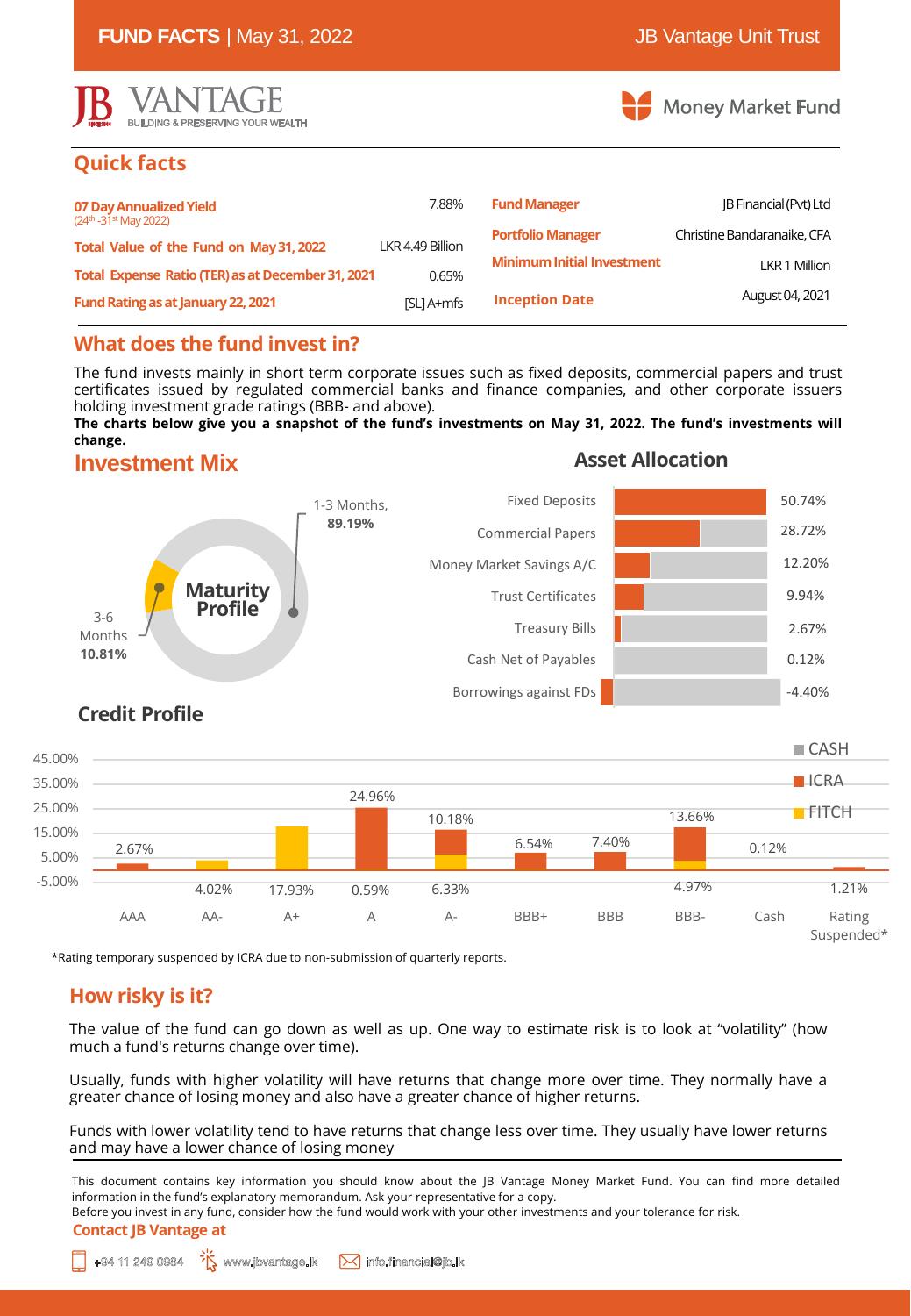**FUND FACTS** | May 31, 2022 — JB Vantage Unit Trust

JB VANTAGE — BUILDING & PRESERVING YOUR WEALTH

Money Market Fund

## Quick facts

| | | | |
|---|---|---|---|
| 07 Day Annualized Yield (24th -31st May 2022) | 7.88% | Fund Manager | JB Financial (Pvt) Ltd |
| Total Value of the Fund on May 31, 2022 | LKR 4.49 Billion | Portfolio Manager | Christine Bandaranaike, CFA |
| Total Expense Ratio (TER) as at December 31, 2021 | 0.65% | Minimum Initial Investment | LKR 1 Million |
| Fund Rating as at January 22, 2021 | [SL] A+mfs | Inception Date | August 04, 2021 |

## What does the fund invest in?

The fund invests mainly in short term corporate issues such as fixed deposits, commercial papers and trust certificates issued by regulated commercial banks and finance companies, and other corporate issuers holding investment grade ratings (BBB- and above).

**The charts below give you a snapshot of the fund's investments on May 31, 2022. The fund's investments will change.**

## Investment Mix

### Maturity Profile

| Maturity | % |
|---|---|
| 1-3 Months | 89.19% |
| 3-6 Months | 10.81% |

### Asset Allocation

| Asset | % |
|---|---|
| Fixed Deposits | 50.74% |
| Commercial Papers | 28.72% |
| Money Market Savings A/C | 12.20% |
| Trust Certificates | 9.94% |
| Treasury Bills | 2.67% |
| Cash Net of Payables | 0.12% |
| Borrowings against FDs | -4.40% |

### Credit Profile

| Rating | ICRA | FITCH | CASH |
|---|---|---|---|
| AAA | 2.67% | | |
| AA- | | 4.02% | |
| A+ | | 17.93% | |
| A | 24.96% | 0.59% | |
| A- | 10.18% | 6.33% | |
| BBB+ | 6.54% | | |
| BBB | 7.40% | | |
| BBB- | 13.66% | 4.97% | |
| Cash | | | 0.12% |
| Rating Suspended* | 1.21% | | |

*Rating temporary suspended by ICRA due to non-submission of quarterly reports.

## How risky is it?

The value of the fund can go down as well as up. One way to estimate risk is to look at "volatility" (how much a fund's returns change over time).

Usually, funds with higher volatility will have returns that change more over time. They normally have a greater chance of losing money and also have a greater chance of higher returns.

Funds with lower volatility tend to have returns that change less over time. They usually have lower returns and may have a lower chance of losing money

This document contains key information you should know about the JB Vantage Money Market Fund. You can find more detailed information in the fund's explanatory memorandum. Ask your representative for a copy.

Before you invest in any fund, consider how the fund would work with your other investments and your tolerance for risk.

**Contact JB Vantage at**

+94 11 249 0984 | www.jbvantage.lk | info.financial@jb.lk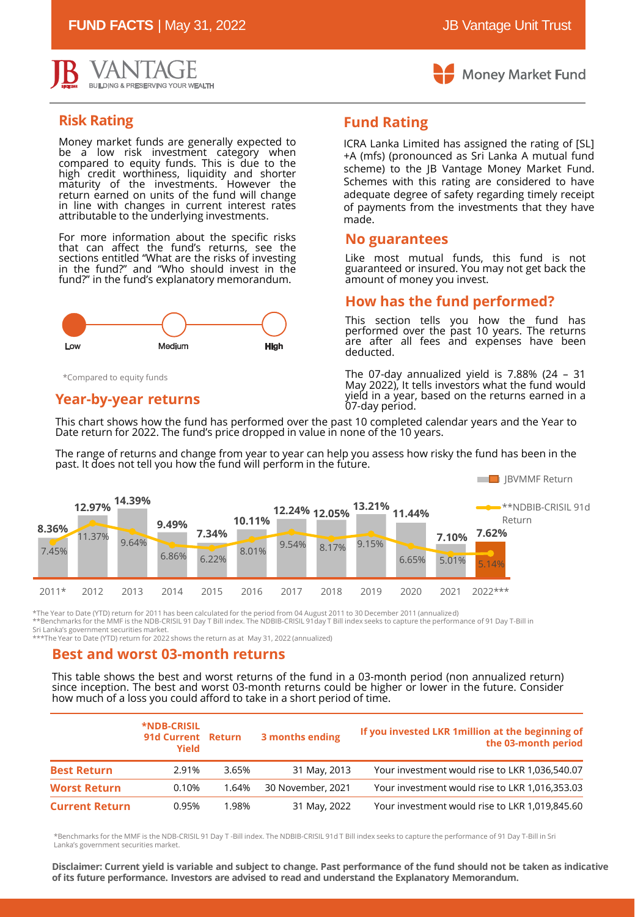# JB VANTAGE

BUILDING & PRESERVING YOUR WEALTH

Money Market Fund

## Risk Rating

Money market funds are generally expected to be a low risk investment category when compared to equity funds. This is due to the high credit worthiness, liquidity and shorter maturity of the investments. However the return earned on units of the fund will change in line with changes in current interest rates attributable to the underlying investments.

For more information about the specific risks that can affect the fund's returns, see the sections entitled "What are the risks of investing in the fund?" and "Who should invest in the fund?" in the fund's explanatory memorandum.

Low — Medium — High

*Compared to equity funds

## Fund Rating

ICRA Lanka Limited has assigned the rating of [SL] +A (mfs) (pronounced as Sri Lanka A mutual fund scheme) to the JB Vantage Money Market Fund. Schemes with this rating are considered to have adequate degree of safety regarding timely receipt of payments from the investments that they have made.

## No guarantees

Like most mutual funds, this fund is not guaranteed or insured. You may not get back the amount of money you invest.

## How has the fund performed?

This section tells you how the fund has performed over the past 10 years. The returns are after all fees and expenses have been deducted.

The 07-day annualized yield is 7.88% (24 – 31 May 2022), It tells investors what the fund would yield in a year, based on the returns earned in a 07-day period.

## Year-by-year returns

This chart shows how the fund has performed over the past 10 completed calendar years and the Year to Date return for 2022. The fund's price dropped in value in none of the 10 years.

The range of returns and change from year to year can help you assess how risky the fund has been in the past. It does not tell you how the fund will perform in the future.

| Year | JBVMMF Return | **NDBIB-CRISIL 91d Return |
|---|---|---|
| 2011* | 8.36% | 7.45% |
| 2012 | 12.97% | 11.37% |
| 2013 | 14.39% | 9.64% |
| 2014 | 9.49% | 6.86% |
| 2015 | 7.34% | 6.22% |
| 2016 | 10.11% | 8.01% |
| 2017 | 12.24% | 9.54% |
| 2018 | 12.05% | 8.17% |
| 2019 | 13.21% | 9.15% |
| 2020 | 11.44% | 6.65% |
| 2021 | 7.10% | 5.01% |
| 2022*** | 7.62% | 5.14% |

*The Year to Date (YTD) return for 2011 has been calculated for the period from 04 August 2011 to 30 December 2011 (annualized)
**Benchmarks for the MMF is the NDB-CRISIL 91 Day T Bill index. The NDBIB-CRISIL 91day T Bill index seeks to capture the performance of 91 Day T-Bill in Sri Lanka's government securities market.
***The Year to Date (YTD) return for 2022 shows the return as at May 31, 2022 (annualized)

## Best and worst 03-month returns

This table shows the best and worst returns of the fund in a 03-month period (non annualized return) since inception. The best and worst 03-month returns could be higher or lower in the future. Consider how much of a loss you could afford to take in a short period of time.

| | *NDB-CRISIL 91d Current Yield | Return | 3 months ending | If you invested LKR 1million at the beginning of the 03-month period |
|---|---|---|---|---|
| **Best Return** | 2.91% | 3.65% | 31 May, 2013 | Your investment would rise to LKR 1,036,540.07 |
| **Worst Return** | 0.10% | 1.64% | 30 November, 2021 | Your investment would rise to LKR 1,016,353.03 |
| **Current Return** | 0.95% | 1.98% | 31 May, 2022 | Your investment would rise to LKR 1,019,845.60 |

*Benchmarks for the MMF is the NDB-CRISIL 91 Day T -Bill index. The NDBIB-CRISIL 91d T Bill index seeks to capture the performance of 91 Day T-Bill in Sri Lanka's government securities market.

**Disclaimer: Current yield is variable and subject to change. Past performance of the fund should not be taken as indicative of its future performance. Investors are advised to read and understand the Explanatory Memorandum.**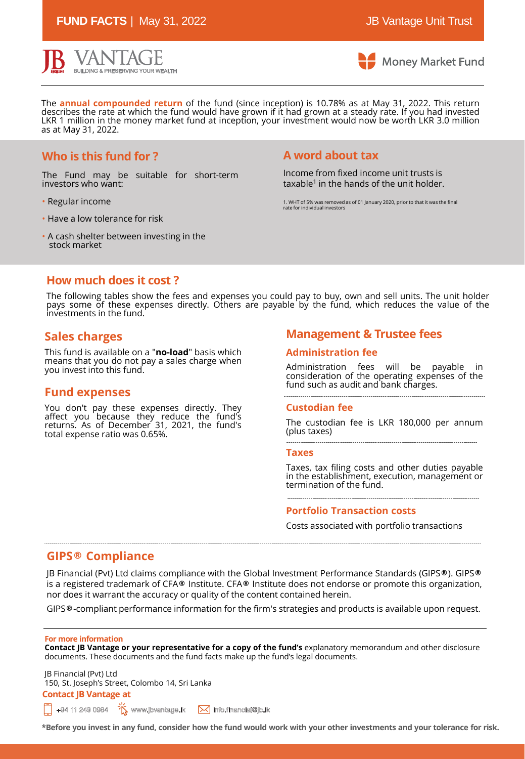**JB VANTAGE**
BUILDING & PRESERVING YOUR WEALTH

Money Market Fund

The **annual compounded return** of the fund (since inception) is 10.78% as at May 31, 2022. This return describes the rate at which the fund would have grown if it had grown at a steady rate. If you had invested LKR 1 million in the money market fund at inception, your investment would now be worth LKR 3.0 million as at May 31, 2022.

## Who is this fund for ?

The Fund may be suitable for short-term investors who want:

- Regular income
- Have a low tolerance for risk
- A cash shelter between investing in the stock market

## A word about tax

Income from fixed income unit trusts is taxable[1] in the hands of the unit holder.

1. WHT of 5% was removed as of 01 January 2020, prior to that it was the final rate for individual investors

## How much does it cost ?

The following tables show the fees and expenses you could pay to buy, own and sell units. The unit holder pays some of these expenses directly. Others are payable by the fund, which reduces the value of the investments in the fund.

### Sales charges

This fund is available on a "**no-load**" basis which means that you do not pay a sales charge when you invest into this fund.

### Fund expenses

You don't pay these expenses directly. They affect you because they reduce the fund's returns. As of December 31, 2021, the fund's total expense ratio was 0.65%.

### Management & Trustee fees

#### Administration fee

Administration fees will be payable in consideration of the operating expenses of the fund such as audit and bank charges.

#### Custodian fee

The custodian fee is LKR 180,000 per annum (plus taxes)

#### Taxes

Taxes, tax filing costs and other duties payable in the establishment, execution, management or termination of the fund.

#### Portfolio Transaction costs

Costs associated with portfolio transactions

## GIPS® Compliance

JB Financial (Pvt) Ltd claims compliance with the Global Investment Performance Standards (GIPS®). GIPS® is a registered trademark of CFA® Institute. CFA® Institute does not endorse or promote this organization, nor does it warrant the accuracy or quality of the content contained herein.

GIPS®-compliant performance information for the firm's strategies and products is available upon request.

**For more information**

**Contact JB Vantage or your representative for a copy of the fund's** explanatory memorandum and other disclosure documents. These documents and the fund facts make up the fund's legal documents.

JB Financial (Pvt) Ltd
150, St. Joseph's Street, Colombo 14, Sri Lanka

**Contact JB Vantage at**

+94 11 249 0984 www.jbvantage.lk info.financial@jb.lk

***Before you invest in any fund, consider how the fund would work with your other investments and your tolerance for risk.**